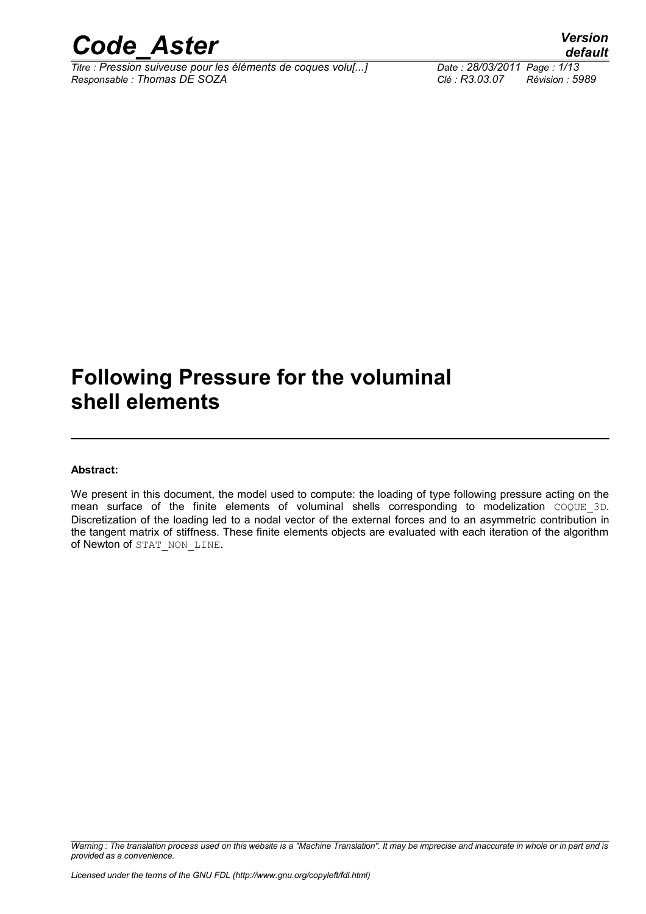# Following Pressure for the voluminal shell elements

**Abstract:**

We present in this document, the model used to compute: the loading of type following pressure acting on the mean surface of the finite elements of voluminal shells corresponding to modelization COQUE_3D. Discretization of the loading led to a nodal vector of the external forces and to an asymmetric contribution in the tangent matrix of stiffness. These finite elements objects are evaluated with each iteration of the algorithm of Newton of STAT_NON_LINE.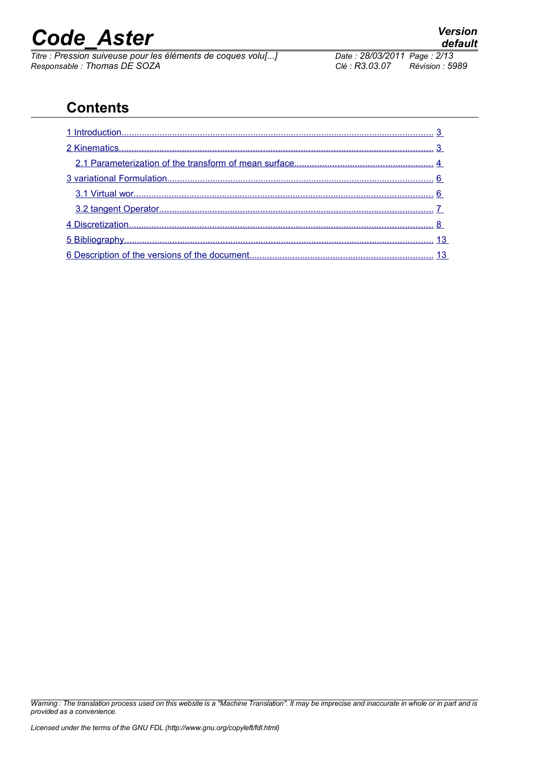# Contents

1 Introduction........................................................................................................................ 3

2 Kinematics.......................................................................................................................... 3

2.1 Parameterization of the transform of mean surface...................................................... 4

3 variational Formulation....................................................................................................... 6

3.1 Virtual wor..................................................................................................................... 6

3.2 tangent Operator........................................................................................................... 7

4 Discretization...................................................................................................................... 8

5 Bibliography........................................................................................................................ 13

6 Description of the versions of the document...................................................................... 13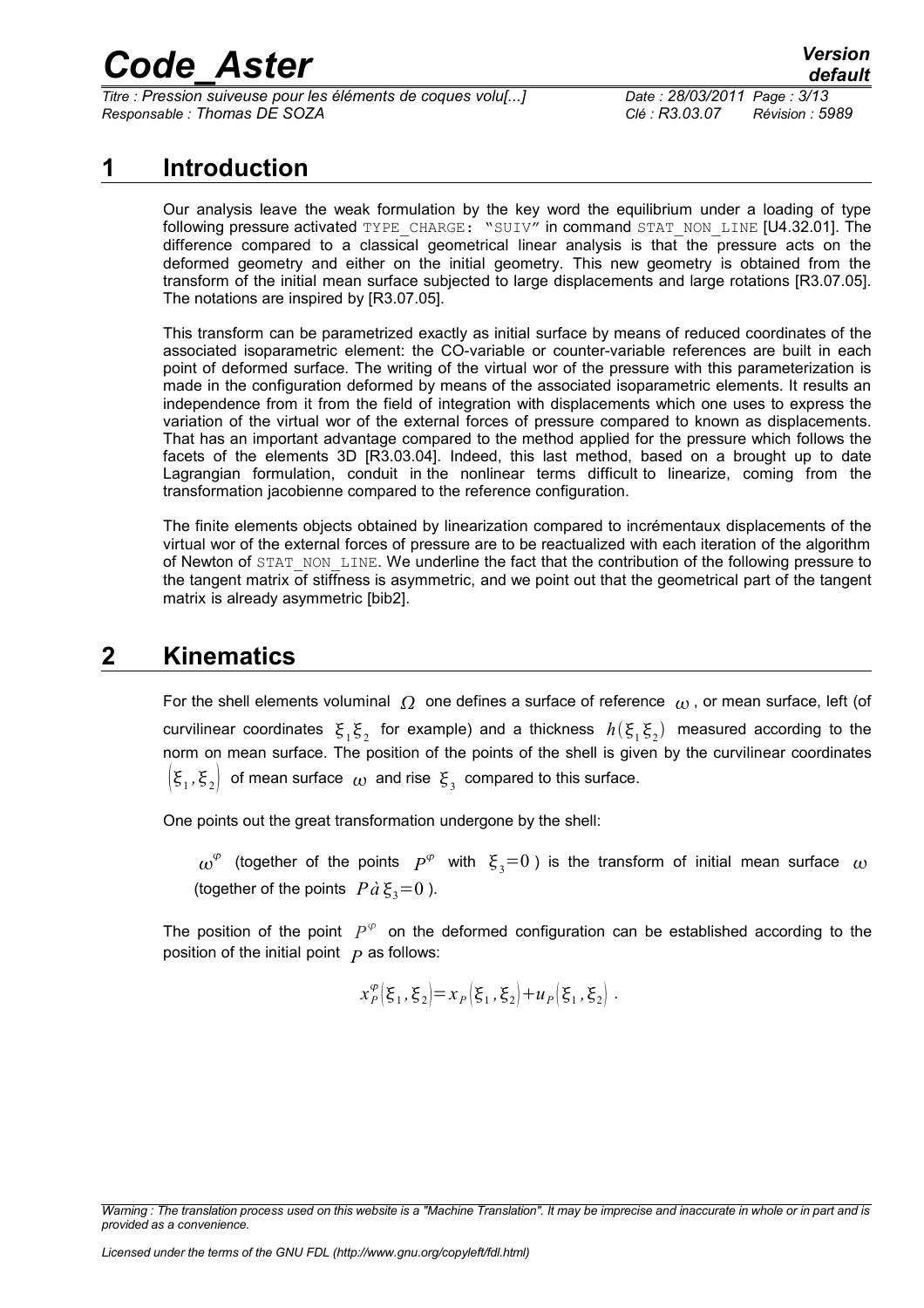# 1 Introduction

Our analysis leave the weak formulation by the key word the equilibrium under a loading of type following pressure activated TYPE_CHARGE: "SUIV" in command STAT_NON_LINE [U4.32.01]. The difference compared to a classical geometrical linear analysis is that the pressure acts on the deformed geometry and either on the initial geometry. This new geometry is obtained from the transform of the initial mean surface subjected to large displacements and large rotations [R3.07.05]. The notations are inspired by [R3.07.05].

This transform can be parametrized exactly as initial surface by means of reduced coordinates of the associated isoparametric element: the CO-variable or counter-variable references are built in each point of deformed surface. The writing of the virtual wor of the pressure with this parameterization is made in the configuration deformed by means of the associated isoparametric elements. It results an independence from it from the field of integration with displacements which one uses to express the variation of the virtual wor of the external forces of pressure compared to known as displacements. That has an important advantage compared to the method applied for the pressure which follows the facets of the elements 3D [R3.03.04]. Indeed, this last method, based on a brought up to date Lagrangian formulation, conduit in the nonlinear terms difficult to linearize, coming from the transformation jacobienne compared to the reference configuration.

The finite elements objects obtained by linearization compared to incrémentaux displacements of the virtual wor of the external forces of pressure are to be reactualized with each iteration of the algorithm of Newton of STAT_NON_LINE. We underline the fact that the contribution of the following pressure to the tangent matrix of stiffness is asymmetric, and we point out that the geometrical part of the tangent matrix is already asymmetric [bib2].

# 2 Kinematics

For the shell elements voluminal $\Omega$ one defines a surface of reference $\omega$, or mean surface, left (of curvilinear coordinates $\xi_1 \xi_2$ for example) and a thickness $h(\xi_1 \xi_2)$ measured according to the norm on mean surface. The position of the points of the shell is given by the curvilinear coordinates $(\xi_1, \xi_2)$ of mean surface $\omega$ and rise $\xi_3$ compared to this surface.

One points out the great transformation undergone by the shell:

> $\omega^{\varphi}$ (together of the points $P^{\varphi}$ with $\xi_3 = 0$ ) is the transform of initial mean surface $\omega$ (together of the points $P\,\grave{a}\,\xi_3 = 0$ ).

The position of the point $P^{\varphi}$ on the deformed configuration can be established according to the position of the initial point $P$ as follows:

$$x_P^{\varphi}(\xi_1, \xi_2) = x_P(\xi_1, \xi_2) + u_P(\xi_1, \xi_2) \ .$$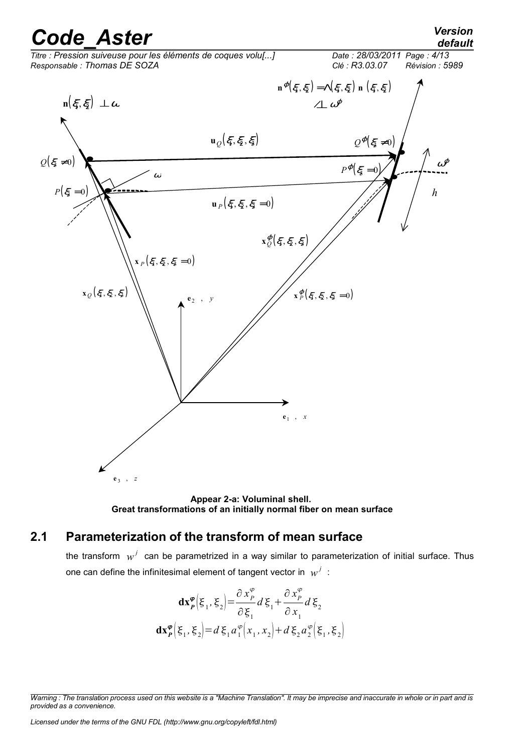Appear 2-a: Voluminal shell.
Great transformations of an initially normal fiber on mean surface

## 2.1 Parameterization of the transform of mean surface

the transform $w^j$ can be parametrized in a way similar to parameterization of initial surface. Thus one can define the infinitesimal element of tangent vector in $w^j$ :

$$\mathbf{dx}_P^{\varphi}\left(\xi_1,\xi_2\right)=\frac{\partial x_P^{\varphi}}{\partial \xi_1}d\xi_1+\frac{\partial x_P^{\varphi}}{\partial x_1}d\xi_2$$

$$\mathbf{dx}_P^{\varphi}\left(\xi_1,\xi_2\right)=d\xi_1 a_1^{\varphi}\left(x_1,x_2\right)+d\xi_2 a_2^{\varphi}\left(\xi_1,\xi_2\right)$$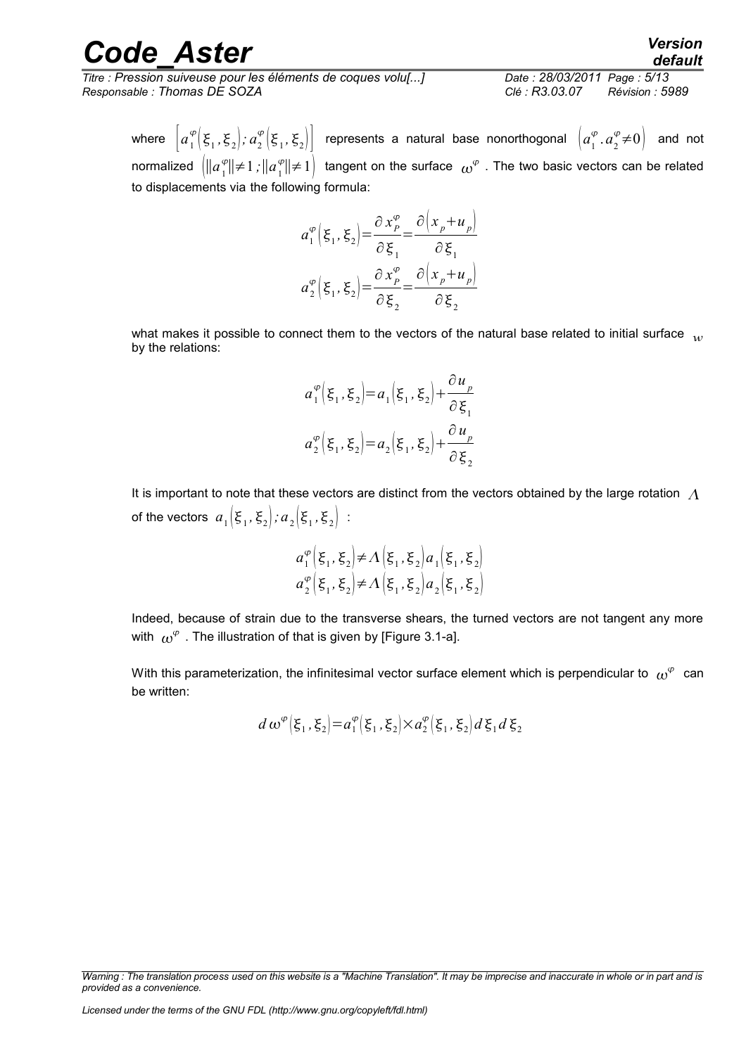where $\left[a_1^{\varphi}(\xi_1, \xi_2); a_2^{\varphi}(\xi_1, \xi_2)\right]$ represents a natural base nonorthogonal $\left(a_1^{\varphi} . a_2^{\varphi} \neq 0\right)$ and not normalized $\left(\|a_1^{\varphi}\| \neq 1 ; \|a_1^{\varphi}\| \neq 1\right)$ tangent on the surface $\omega^{\varphi}$. The two basic vectors can be related to displacements via the following formula:

$$a_1^{\varphi}(\xi_1, \xi_2) = \frac{\partial x_P^{\varphi}}{\partial \xi_1} = \frac{\partial (x_p + u_p)}{\partial \xi_1}$$

$$a_2^{\varphi}(\xi_1, \xi_2) = \frac{\partial x_P^{\varphi}}{\partial \xi_2} = \frac{\partial (x_p + u_p)}{\partial \xi_2}$$

what makes it possible to connect them to the vectors of the natural base related to initial surface $w$ by the relations:

$$a_1^{\varphi}(\xi_1, \xi_2) = a_1(\xi_1, \xi_2) + \frac{\partial u_p}{\partial \xi_1}$$

$$a_2^{\varphi}(\xi_1, \xi_2) = a_2(\xi_1, \xi_2) + \frac{\partial u_p}{\partial \xi_2}$$

It is important to note that these vectors are distinct from the vectors obtained by the large rotation $\Lambda$ of the vectors $a_1(\xi_1, \xi_2); a_2(\xi_1, \xi_2)$ :

$$a_1^{\varphi}(\xi_1, \xi_2) \neq \Lambda(\xi_1, \xi_2) a_1(\xi_1, \xi_2)$$
$$a_2^{\varphi}(\xi_1, \xi_2) \neq \Lambda(\xi_1, \xi_2) a_2(\xi_1, \xi_2)$$

Indeed, because of strain due to the transverse shears, the turned vectors are not tangent any more with $\omega^{\varphi}$. The illustration of that is given by [Figure 3.1-a].

With this parameterization, the infinitesimal vector surface element which is perpendicular to $\omega^{\varphi}$ can be written:

$$d\,\omega^{\varphi}(\xi_1, \xi_2) = a_1^{\varphi}(\xi_1, \xi_2) \times a_2^{\varphi}(\xi_1, \xi_2)\, d\xi_1\, d\xi_2$$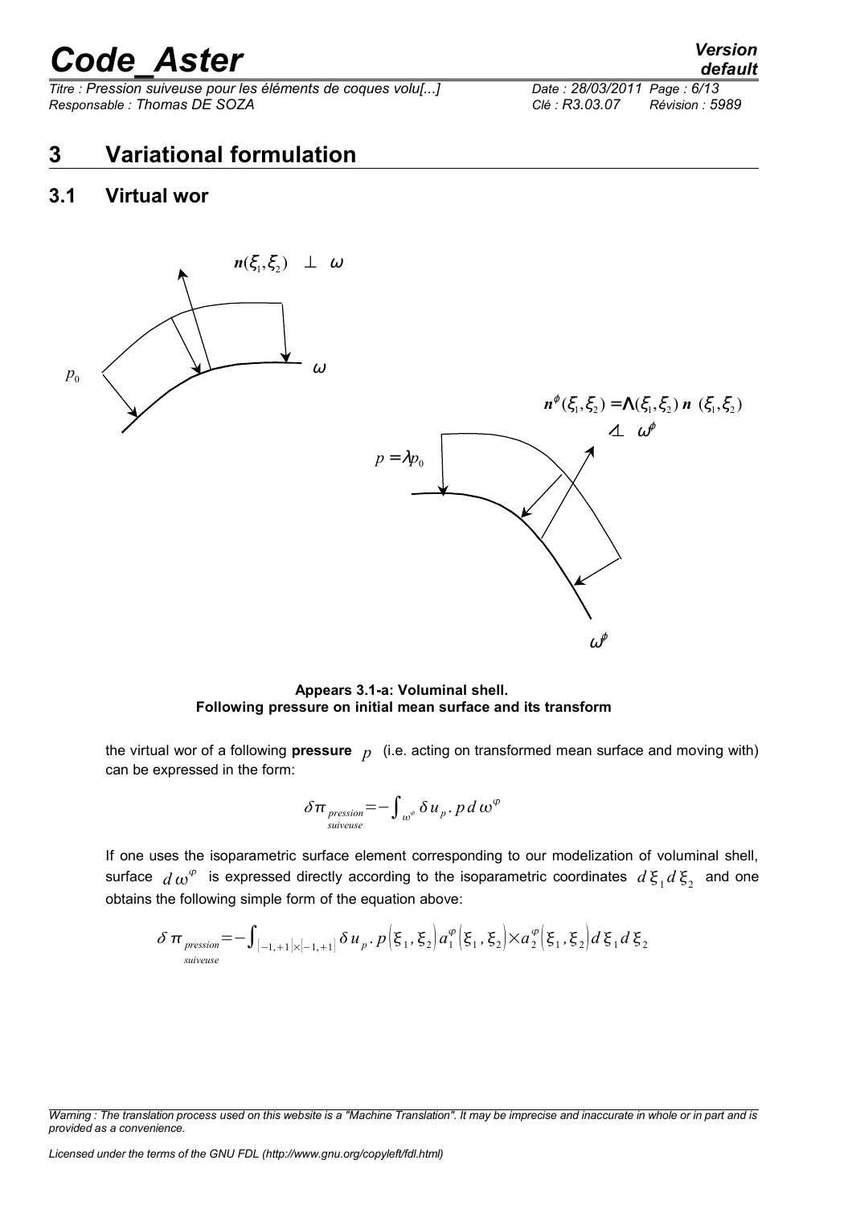# 3 Variational formulation

## 3.1 Virtual wor

**Appears 3.1-a: Voluminal shell. Following pressure on initial mean surface and its transform**

the virtual wor of a following **pressure** $p$ (i.e. acting on transformed mean surface and moving with) can be expressed in the form:

$$\delta \pi_{\substack{pression \\ suiveuse}} = -\int_{\omega^{\varphi}} \delta u_p . p \, d\omega^{\varphi}$$

If one uses the isoparametric surface element corresponding to our modelization of voluminal shell, surface $d\omega^{\varphi}$ is expressed directly according to the isoparametric coordinates $d\xi_1 d\xi_2$ and one obtains the following simple form of the equation above:

$$\delta \pi_{\substack{pression \\ suiveuse}} = -\int_{[-1,+1]\times[-1,+1]} \delta u_p . p(\xi_1, \xi_2) a_1^{\varphi}(\xi_1, \xi_2) \times a_2^{\varphi}(\xi_1, \xi_2) d\xi_1 d\xi_2$$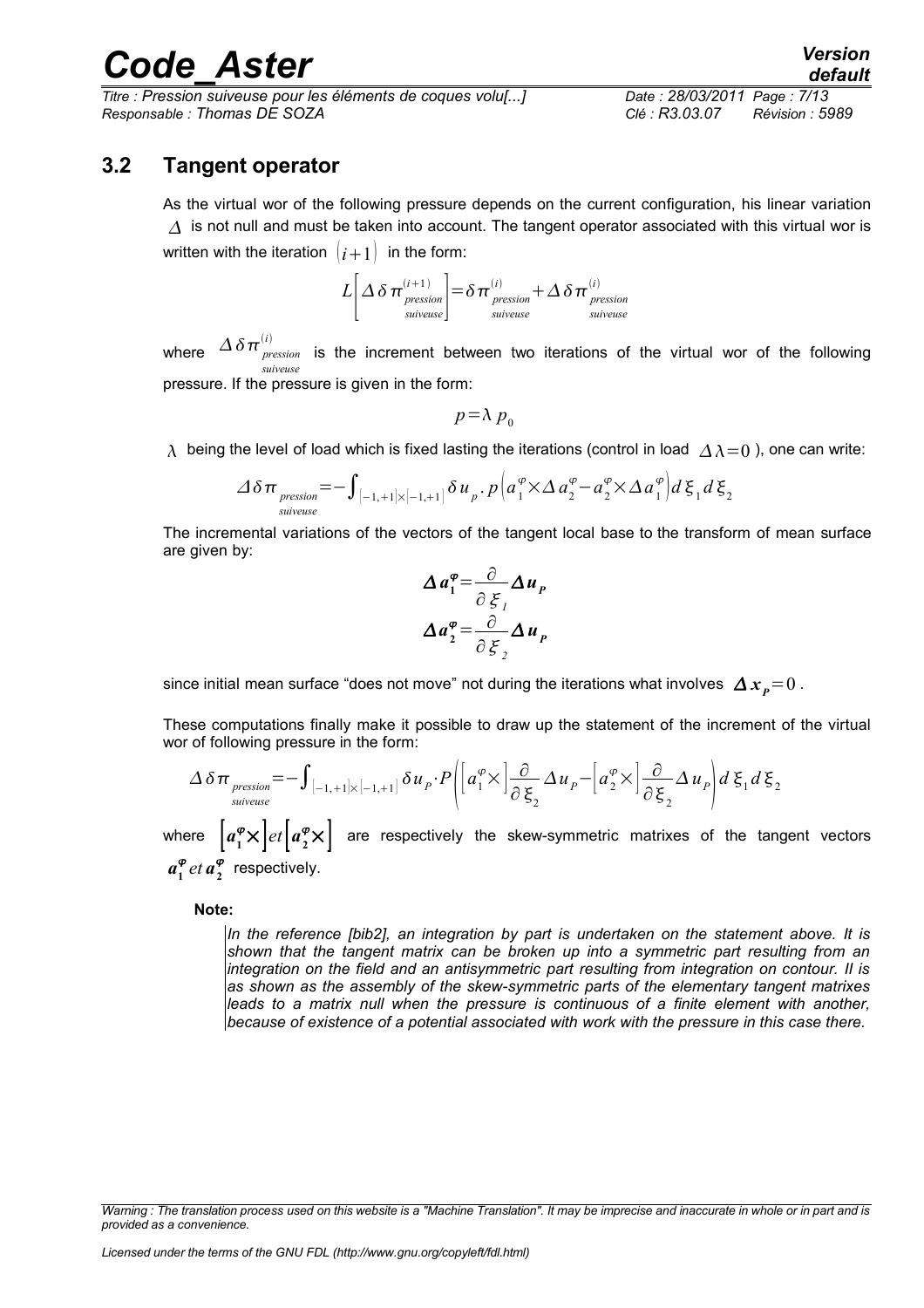## 3.2 Tangent operator

As the virtual wor of the following pressure depends on the current configuration, his linear variation $\Delta$ is not null and must be taken into account. The tangent operator associated with this virtual wor is written with the iteration $(i+1)$ in the form:

$$L\left[\Delta\delta\pi^{(i+1)}_{\substack{pression\\suiveuse}}\right]=\delta\pi^{(i)}_{\substack{pression\\suiveuse}}+\Delta\delta\pi^{(i)}_{\substack{pression\\suiveuse}}$$

where $\Delta\delta\pi^{(i)}_{\substack{pression\\suiveuse}}$ is the increment between two iterations of the virtual wor of the following pressure. If the pressure is given in the form:

$$p=\lambda\, p_0$$

$\lambda$ being the level of load which is fixed lasting the iterations (control in load $\Delta\lambda=0$ ), one can write:

$$\Delta\delta\pi_{\substack{pression\\suiveuse}}=-\int_{[-1,+1]\times[-1,+1]}\delta u_p\,.\,p\left(a_1^{\varphi}\times\Delta a_2^{\varphi}-a_2^{\varphi}\times\Delta a_1^{\varphi}\right)d\xi_1 d\xi_2$$

The incremental variations of the vectors of the tangent local base to the transform of mean surface are given by:

$$\boldsymbol{\Delta a_1^{\varphi}}=\frac{\partial}{\partial\xi_1}\boldsymbol{\Delta u_P}$$
$$\boldsymbol{\Delta a_2^{\varphi}}=\frac{\partial}{\partial\xi_2}\boldsymbol{\Delta u_P}$$

since initial mean surface "does not move" not during the iterations what involves $\boldsymbol{\Delta x_P}=0$ .

These computations finally make it possible to draw up the statement of the increment of the virtual wor of following pressure in the form:

$$\Delta\delta\pi_{\substack{pression\\suiveuse}}=-\int_{[-1,+1]\times[-1,+1]}\delta u_P\cdot P\left(\left[a_1^{\varphi}\times\right]\frac{\partial}{\partial\xi_2}\Delta u_P-\left[a_2^{\varphi}\times\right]\frac{\partial}{\partial\xi_2}\Delta u_P\right)d\xi_1 d\xi_2$$

where $\left[\boldsymbol{a_1^{\varphi}}\times\right]et\left[\boldsymbol{a_2^{\varphi}}\times\right]$ are respectively the skew-symmetric matrixes of the tangent vectors $\boldsymbol{a_1^{\varphi}}\,et\,\boldsymbol{a_2^{\varphi}}$ respectively.

**Note:**

*In the reference [bib2], an integration by part is undertaken on the statement above. It is shown that the tangent matrix can be broken up into a symmetric part resulting from an integration on the field and an antisymmetric part resulting from integration on contour. Il is as shown as the assembly of the skew-symmetric parts of the elementary tangent matrixes leads to a matrix null when the pressure is continuous of a finite element with another, because of existence of a potential associated with work with the pressure in this case there.*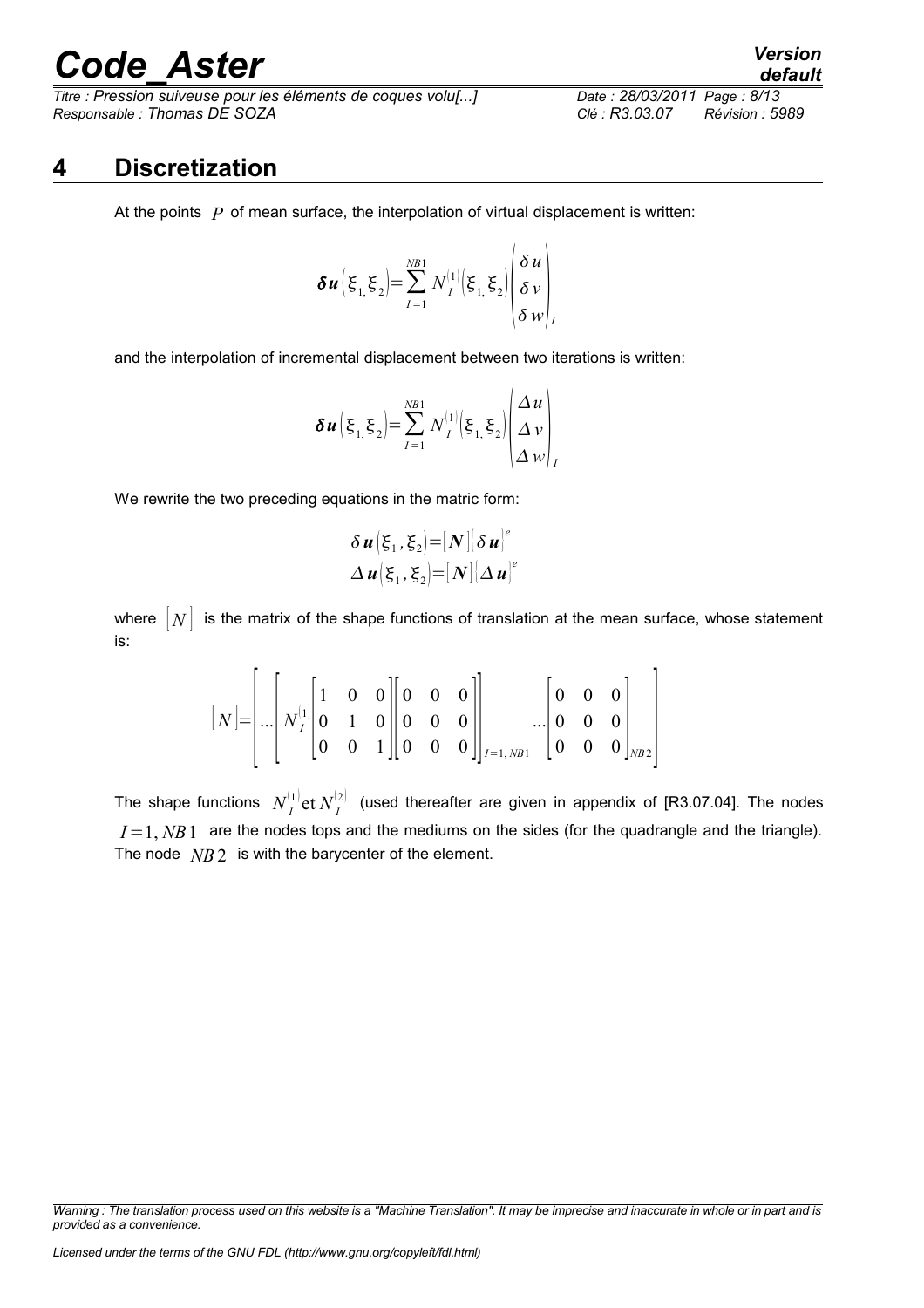# 4 Discretization

At the points $P$ of mean surface, the interpolation of virtual displacement is written:

$$\boldsymbol{\delta u}\left(\xi_{1,}\xi_{2}\right)=\sum_{I=1}^{NB1} N_I^{(1)}\left(\xi_{1,}\xi_{2}\right)\begin{pmatrix}\delta u\\ \delta v\\ \delta w\end{pmatrix}_I$$

and the interpolation of incremental displacement between two iterations is written:

$$\boldsymbol{\delta u}\left(\xi_{1,}\xi_{2}\right)=\sum_{I=1}^{NB1} N_I^{(1)}\left(\xi_{1,}\xi_{2}\right)\begin{pmatrix}\Delta u\\ \Delta v\\ \Delta w\end{pmatrix}_I$$

We rewrite the two preceding equations in the matric form:

$$\delta\boldsymbol{u}\left(\xi_1,\xi_2\right)=[\boldsymbol{N}]\left(\delta\boldsymbol{u}\right)^e$$
$$\Delta\boldsymbol{u}\left(\xi_1,\xi_2\right)=[\boldsymbol{N}]\left(\Delta\boldsymbol{u}\right)^e$$

where $[N]$ is the matrix of the shape functions of translation at the mean surface, whose statement is:

$$[N]=\left[\ldots\left[N_I^{(1)}\begin{bmatrix}1&0&0\\0&1&0\\0&0&1\end{bmatrix}\begin{bmatrix}0&0&0\\0&0&0\\0&0&0\end{bmatrix}\right]_{I=1,NB1}\ldots\begin{bmatrix}0&0&0\\0&0&0\\0&0&0\end{bmatrix}_{NB2}\right]$$

The shape functions $N_I^{(1)}\text{et}\,N_I^{(2)}$ (used thereafter are given in appendix of [R3.07.04]. The nodes $I=1,NB1$ are the nodes tops and the mediums on the sides (for the quadrangle and the triangle). The node $NB2$ is with the barycenter of the element.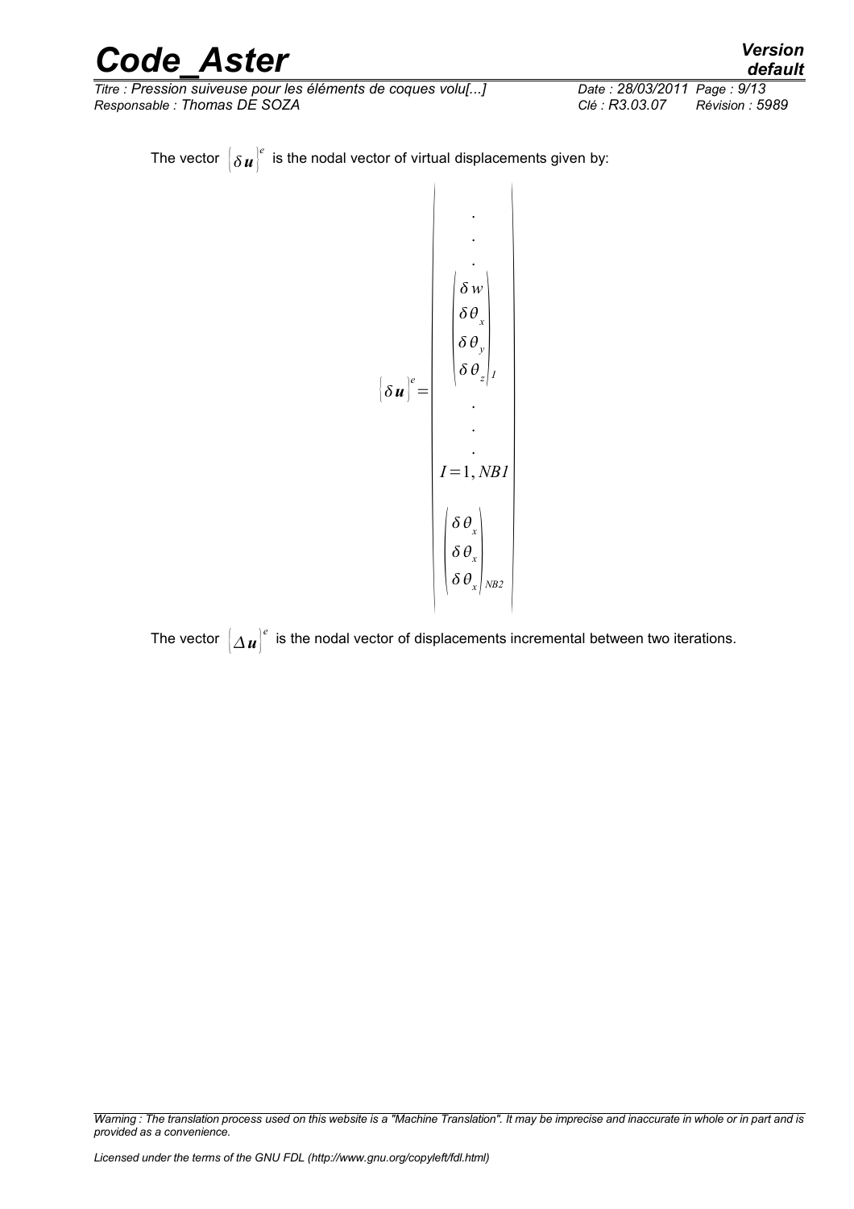The vector $\{\delta \boldsymbol{u}\}^e$ is the nodal vector of virtual displacements given by:

$$
\{\delta \boldsymbol{u}\}^e = \left\{ \begin{array}{c} \cdot \\ \cdot \\ \cdot \\ \left\{ \begin{array}{c} \delta w \\ \delta \theta_x \\ \delta \theta_y \\ \delta \theta_z \end{array} \right\}_I \\ \cdot \\ \cdot \\ \cdot \\ I=1, NB1 \\ \left\{ \begin{array}{c} \delta \theta_x \\ \delta \theta_x \\ \delta \theta_x \end{array} \right\}_{NB2} \end{array} \right\}
$$

The vector $\{\Delta \boldsymbol{u}\}^e$ is the nodal vector of displacements incremental between two iterations.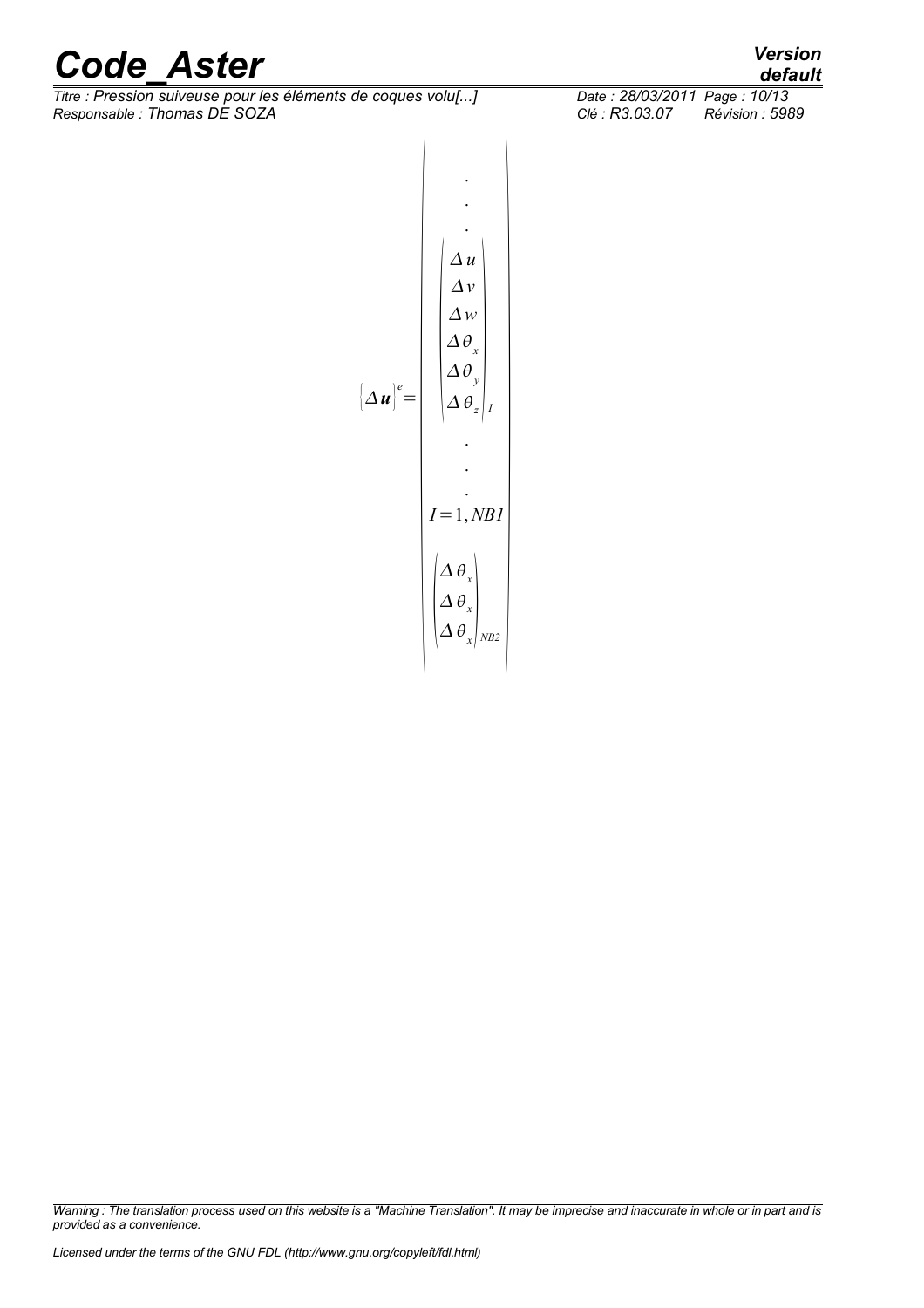$$
\{\Delta \boldsymbol{u}\}^{e} = \begin{Bmatrix} \cdot \\ \cdot \\ \cdot \\ \begin{Bmatrix} \Delta u \\ \Delta v \\ \Delta w \\ \Delta \theta_{x} \\ \Delta \theta_{y} \\ \Delta \theta_{z} \end{Bmatrix}_{I} \\ \cdot \\ \cdot \\ \cdot \\ I=1, NB1 \\ \begin{Bmatrix} \Delta \theta_{x} \\ \Delta \theta_{x} \\ \Delta \theta_{x} \end{Bmatrix}_{NB2} \end{Bmatrix}
$$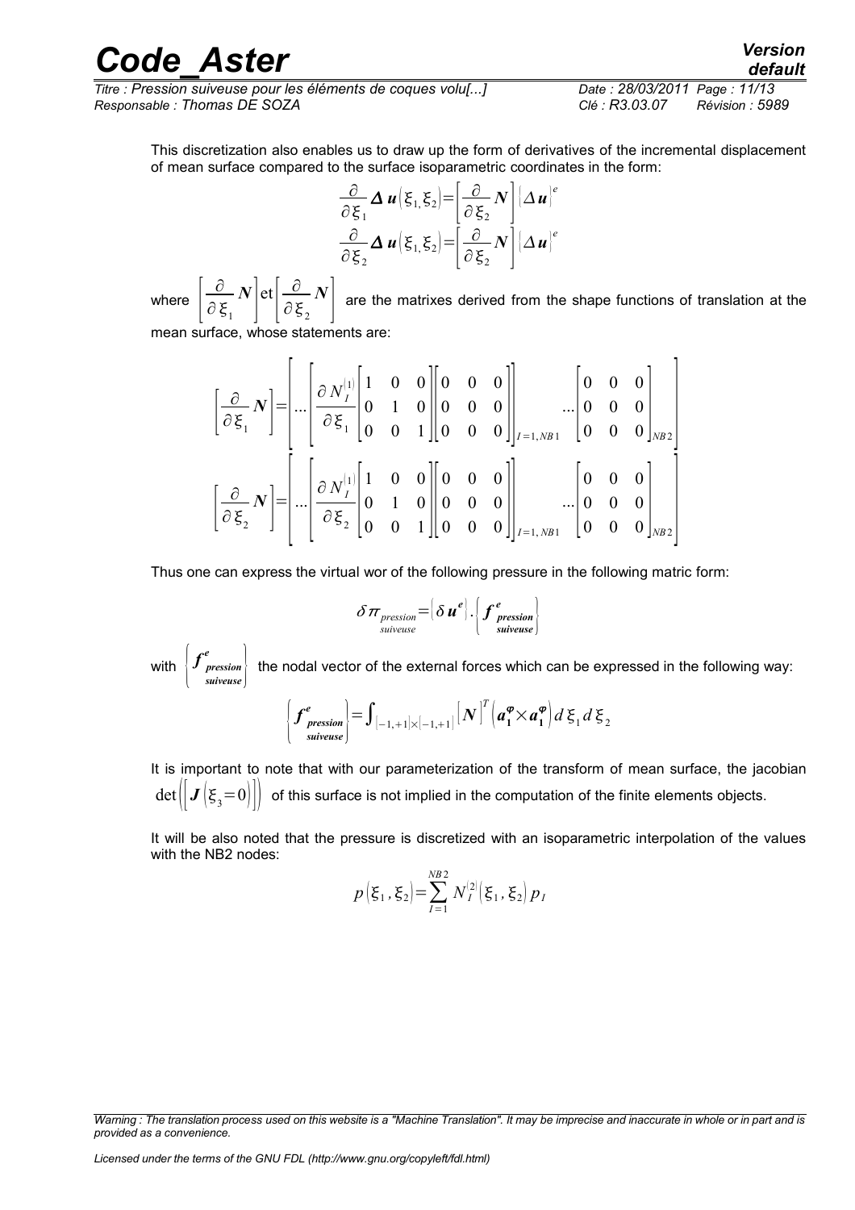This discretization also enables us to draw up the form of derivatives of the incremental displacement of mean surface compared to the surface isoparametric coordinates in the form:

$$\frac{\partial}{\partial \xi_1} \boldsymbol{\Delta u}(\xi_1, \xi_2) = \left[\frac{\partial}{\partial \xi_2} \boldsymbol{N}\right] \{\Delta \boldsymbol{u}\}^e$$

$$\frac{\partial}{\partial \xi_2} \boldsymbol{\Delta u}(\xi_1, \xi_2) = \left[\frac{\partial}{\partial \xi_2} \boldsymbol{N}\right] \{\Delta \boldsymbol{u}\}^e$$

where $\left[\frac{\partial}{\partial \xi_1} \boldsymbol{N}\right] \text{et} \left[\frac{\partial}{\partial \xi_2} \boldsymbol{N}\right]$ are the matrixes derived from the shape functions of translation at the mean surface, whose statements are:

$$\left[\frac{\partial}{\partial \xi_1} \boldsymbol{N}\right] = \left[ \dots \left[ \frac{\partial N_I^{(1)}}{\partial \xi_1} \begin{bmatrix} 1 & 0 & 0 \\ 0 & 1 & 0 \\ 0 & 0 & 1 \end{bmatrix} \begin{bmatrix} 0 & 0 & 0 \\ 0 & 0 & 0 \\ 0 & 0 & 0 \end{bmatrix} \right]_{I=1,NB1} \dots \begin{bmatrix} 0 & 0 & 0 \\ 0 & 0 & 0 \\ 0 & 0 & 0 \end{bmatrix}_{NB2} \right]$$

$$\left[\frac{\partial}{\partial \xi_2} \boldsymbol{N}\right] = \left[ \dots \left[ \frac{\partial N_I^{(1)}}{\partial \xi_2} \begin{bmatrix} 1 & 0 & 0 \\ 0 & 1 & 0 \\ 0 & 0 & 1 \end{bmatrix} \begin{bmatrix} 0 & 0 & 0 \\ 0 & 0 & 0 \\ 0 & 0 & 0 \end{bmatrix} \right]_{I=1,NB1} \dots \begin{bmatrix} 0 & 0 & 0 \\ 0 & 0 & 0 \\ 0 & 0 & 0 \end{bmatrix}_{NB2} \right]$$

Thus one can express the virtual wor of the following pressure in the following matric form:

$$\delta \pi_{\substack{pression \\ suiveuse}} = \{\delta \boldsymbol{u}^e\} . \left\{ \boldsymbol{f}^e_{\substack{pression \\ suiveuse}} \right\}$$

with $\left\{ \boldsymbol{f}^e_{\substack{pression \\ suiveuse}} \right\}$ the nodal vector of the external forces which can be expressed in the following way:

$$\left\{ \boldsymbol{f}^e_{\substack{pression \\ suiveuse}} \right\} = \int_{[-1,+1]\times[-1,+1]} [\boldsymbol{N}]^T \left( \boldsymbol{a}_1^{\boldsymbol{\varphi}} \times \boldsymbol{a}_1^{\boldsymbol{\varphi}} \right) d\xi_1 \, d\xi_2$$

It is important to note that with our parameterization of the transform of mean surface, the jacobian $\det\left(\left[\boldsymbol{J}(\xi_3=0)\right]\right)$ of this surface is not implied in the computation of the finite elements objects.

It will be also noted that the pressure is discretized with an isoparametric interpolation of the values with the NB2 nodes:

$$p(\xi_1, \xi_2) = \sum_{I=1}^{NB2} N_I^{(2)}(\xi_1, \xi_2) \, p_I$$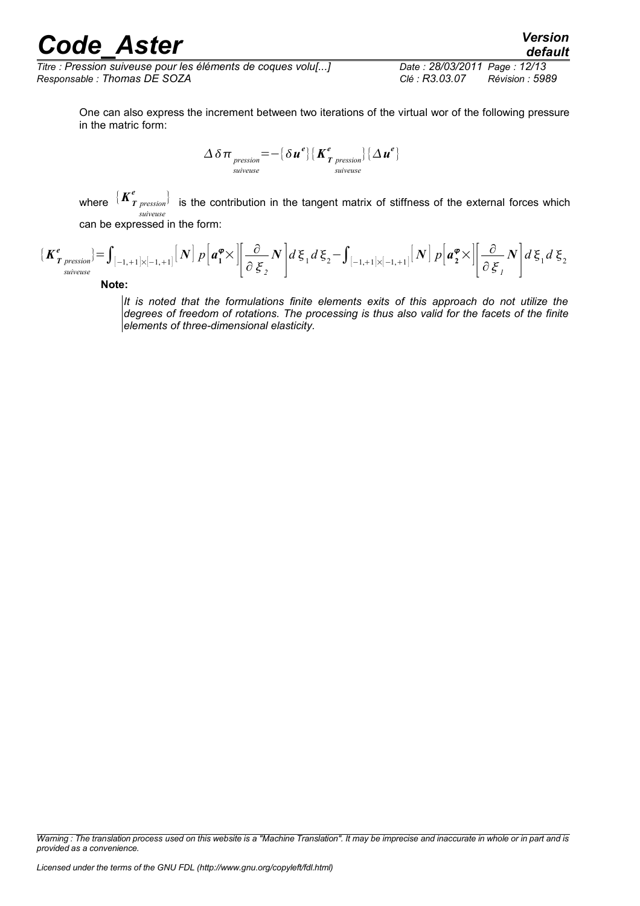One can also express the increment between two iterations of the virtual wor of the following pressure in the matric form:

$$\Delta \delta \pi_{\substack{pression \\ suiveuse}} = -\{\delta \boldsymbol{u}^e\}\{\boldsymbol{K}^e_{\boldsymbol{T}\substack{pression \\ suiveuse}}\}\{\Delta \boldsymbol{u}^e\}$$

where $\{\boldsymbol{K}^e_{\boldsymbol{T}\substack{pression \\ suiveuse}}\}$ is the contribution in the tangent matrix of stiffness of the external forces which can be expressed in the form:

$$\{\boldsymbol{K}^e_{\boldsymbol{T}\substack{pression \\ suiveuse}}\} = \int_{[-1,+1]\times[-1,+1]} [\boldsymbol{N}]\, p \left[\boldsymbol{a}_1^{\boldsymbol{\varphi}} \times\right] \left[\frac{\partial}{\partial \xi_2} \boldsymbol{N}\right] d\xi_1\, d\xi_2 - \int_{[-1,+1]\times[-1,+1]} [\boldsymbol{N}]\, p \left[\boldsymbol{a}_2^{\boldsymbol{\varphi}} \times\right] \left[\frac{\partial}{\partial \xi_1} \boldsymbol{N}\right] d\xi_1\, d\xi_2$$

**Note:**

*It is noted that the formulations finite elements exits of this approach do not utilize the degrees of freedom of rotations. The processing is thus also valid for the facets of the finite elements of three-dimensional elasticity.*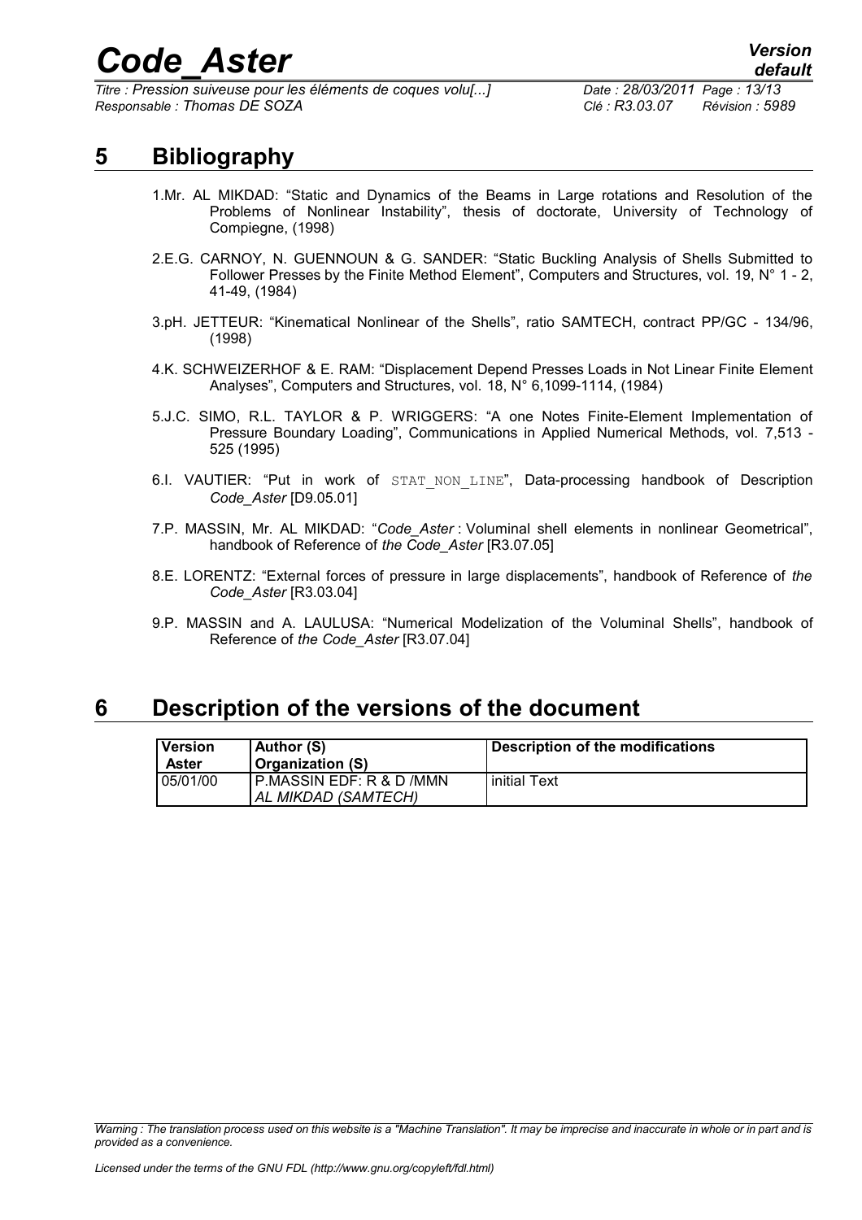# 5 Bibliography

1. Mr. AL MIKDAD: "Static and Dynamics of the Beams in Large rotations and Resolution of the Problems of Nonlinear Instability", thesis of doctorate, University of Technology of Compiegne, (1998)
2. E.G. CARNOY, N. GUENNOUN & G. SANDER: "Static Buckling Analysis of Shells Submitted to Follower Presses by the Finite Method Element", Computers and Structures, vol. 19, N° 1 - 2, 41-49, (1984)
3. pH. JETTEUR: "Kinematical Nonlinear of the Shells", ratio SAMTECH, contract PP/GC - 134/96, (1998)
4. K. SCHWEIZERHOF & E. RAM: "Displacement Depend Presses Loads in Not Linear Finite Element Analyses", Computers and Structures, vol. 18, N° 6,1099-1114, (1984)
5. J.C. SIMO, R.L. TAYLOR & P. WRIGGERS: "A one Notes Finite-Element Implementation of Pressure Boundary Loading", Communications in Applied Numerical Methods, vol. 7,513 - 525 (1995)
6. I. VAUTIER: "Put in work of `STAT_NON_LINE`", Data-processing handbook of Description *Code_Aster* [D9.05.01]
7. P. MASSIN, Mr. AL MIKDAD: "*Code_Aster* : Voluminal shell elements in nonlinear Geometrical", handbook of Reference of *the Code_Aster* [R3.07.05]
8. E. LORENTZ: "External forces of pressure in large displacements", handbook of Reference of *the Code_Aster* [R3.03.04]
9. P. MASSIN and A. LAULUSA: "Numerical Modelization of the Voluminal Shells", handbook of Reference of *the Code_Aster* [R3.07.04]

# 6 Description of the versions of the document

| Version Aster | Author (S) Organization (S) | Description of the modifications |
|---|---|---|
| 05/01/00 | P.MASSIN EDF: R & D /MMN *AL MIKDAD (SAMTECH)* | initial Text |